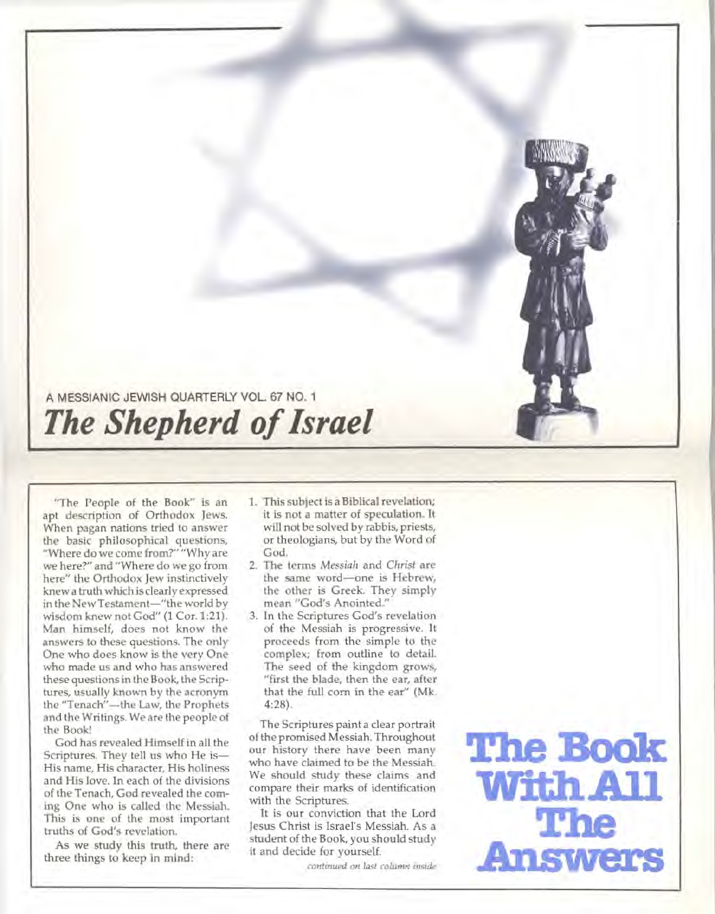A MESSIANIC JEWISH QUARTERLY VOL. 67 NO. 1

# *The Shepherd of Israel*

## The Book With All The Answers

"The People of the Book" is an apt description of Orthodox Jews. When pagan nations tried to answer the basic philosophical questions, "Where do we come from?" "Why are we here?" and "Where do we go from here" the Orthodox Jew instinctively knew a truth which is clearly expressed in the New Testament—"the world by wisdom knew not God" (1 Cor. 1:21). Man himself, does not know the answers to these questions. The only One who does know is the very One who made us and who has answered these questions in the Book, the Scriptures, usually known by the acronym the "Tenach"—the Law, the Prophets and the Writings. We are the people of the Book!

God has revealed Himself in all the Scriptures. They tell us who He is—His name, His character, His holiness and His love. In each of the divisions of the Tenach, God revealed the coming One who is called the Messiah. This is one of the most important truths of God's revelation.

As we study this truth, there are three things to keep in mind:

1. This subject is a Biblical revelation; it is not a matter of speculation. It will not be solved by rabbis, priests, or theologians, but by the Word of God.
2. The terms *Messiah* and *Christ* are the same word—one is Hebrew, the other is Greek. They simply mean "God's Anointed."
3. In the Scriptures God's revelation of the Messiah is progressive. It proceeds from the simple to the complex; from outline to detail. The seed of the kingdom grows, "first the blade, then the ear, after that the full corn in the ear" (Mk. 4:28).

The Scriptures paint a clear portrait of the promised Messiah. Throughout our history there have been many who have claimed to be the Messiah. We should study these claims and compare their marks of identification with the Scriptures.

It is our conviction that the Lord Jesus Christ is Israel's Messiah. As a student of the Book, you should study it and decide for yourself.

*continued on last column inside*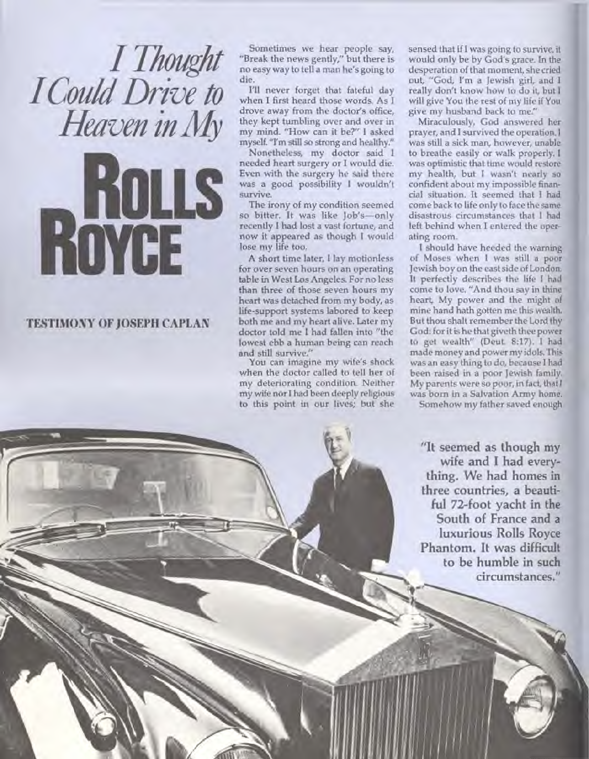# *I Thought I Could Drive to Heaven in My* ROLLS ROYCE

**TESTIMONY OF JOSEPH CAPLAN**

Sometimes we hear people say, "Break the news gently," but there is no easy way to tell a man he's going to die.

I'll never forget that fateful day when I first heard those words. As I drove away from the doctor's office, they kept tumbling over and over in my mind. "How can it be?" I asked myself. "I'm still so strong and healthy."

Nonetheless, my doctor said I needed heart surgery or I would die. Even with the surgery he said there was a good possibility I wouldn't survive.

The irony of my condition seemed so bitter. It was like Job's—only recently I had lost a vast fortune, and now it appeared as though I would lose my life too.

A short time later, I lay motionless for over seven hours on an operating table in West Los Angeles. For no less than three of those seven hours my heart was detached from my body, as life-support systems labored to keep both me and my heart alive. Later my doctor told me I had fallen into "the lowest ebb a human being can reach and still survive."

You can imagine my wife's shock when the doctor called to tell her of my deteriorating condition. Neither my wife nor I had been deeply religious to this point in our lives; but she sensed that if I was going to survive, it would only be by God's grace. In the desperation of that moment, she cried out, "God, I'm a Jewish girl, and I really don't know how to do it, but I will give You the rest of my life if You give my husband back to me."

Miraculously, God answered her prayer, and I survived the operation. I was still a sick man, however, unable to breathe easily or walk properly. I was optimistic that time would restore my health, but I wasn't nearly so confident about my impossible financial situation. It seemed that I had come back to life only to face the same disastrous circumstances that I had left behind when I entered the operating room.

I should have heeded the warning of Moses when I was still a poor Jewish boy on the east side of London. It perfectly describes the life I had come to love. "And thou say in thine heart, My power and the might of mine hand hath gotten me this wealth. But thou shalt remember the Lord thy God: for it is he that giveth thee power to get wealth" (Deut. 8:17). I had made money and power my idols. This was an easy thing to do, because I had been raised in a poor Jewish family. My parents were so poor, in fact, that I was born in a Salvation Army home.

Somehow my father saved enough

**"It seemed as though my wife and I had everything. We had homes in three countries, a beautiful 72-foot yacht in the South of France and a luxurious Rolls Royce Phantom. It was difficult to be humble in such circumstances."**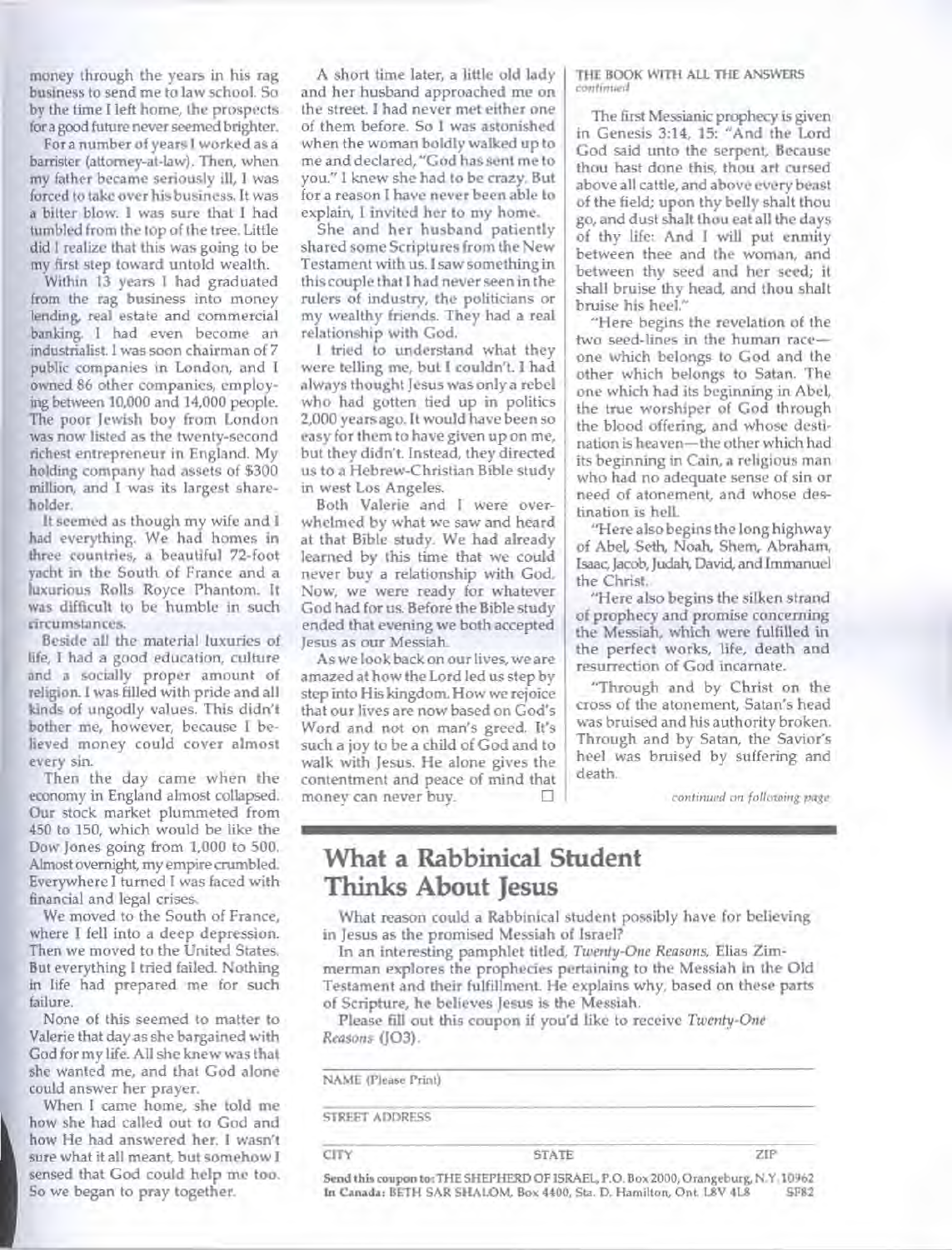money through the years in his rag business to send me to law school. So by the time I left home, the prospects for a good future never seemed brighter.

For a number of years I worked as a barrister (attorney-at-law). Then, when my father became seriously ill, I was forced to take over his business. It was a bitter blow. I was sure that I had tumbled from the top of the tree. Little did I realize that this was going to be my first step toward untold wealth.

Within 13 years I had graduated from the rag business into money lending, real estate and commercial banking. I had even become an industrialist. I was soon chairman of 7 public companies in London, and I owned 86 other companies, employing between 10,000 and 14,000 people. The poor Jewish boy from London was now listed as the twenty-second richest entrepreneur in England. My holding company had assets of $300 million, and I was its largest shareholder.

It seemed as though my wife and I had everything. We had homes in three countries, a beautiful 72-foot yacht in the South of France and a luxurious Rolls Royce Phantom. It was difficult to be humble in such circumstances.

Beside all the material luxuries of life, I had a good education, culture and a socially proper amount of religion. I was filled with pride and all kinds of ungodly values. This didn't bother me, however, because I believed money could cover almost every sin.

Then the day came when the economy in England almost collapsed. Our stock market plummeted from 450 to 150, which would be like the Dow Jones going from 1,000 to 500. Almost overnight, my empire crumbled. Everywhere I turned I was faced with financial and legal crises.

We moved to the South of France, where I fell into a deep depression. Then we moved to the United States. But everything I tried failed. Nothing in life had prepared me for such failure.

None of this seemed to matter to Valerie that day as she bargained with God for my life. All she knew was that she wanted me, and that God alone could answer her prayer.

When I came home, she told me how she had called out to God and how He had answered her. I wasn't sure what it all meant, but somehow I sensed that God could help me too. So we began to pray together.

A short time later, a little old lady and her husband approached me on the street. I had never met either one of them before. So I was astonished when the woman boldly walked up to me and declared, "God has sent me to you." I knew she had to be crazy. But for a reason I have never been able to explain, I invited her to my home.

She and her husband patiently shared some Scriptures from the New Testament with us. I saw something in this couple that I had never seen in the rulers of industry, the politicians or my wealthy friends. They had a real relationship with God.

I tried to understand what they were telling me, but I couldn't. I had always thought Jesus was only a rebel who had gotten tied up in politics 2,000 years ago. It would have been so easy for them to have given up on me, but they didn't. Instead, they directed us to a Hebrew-Christian Bible study in west Los Angeles.

Both Valerie and I were overwhelmed by what we saw and heard at that Bible study. We had already learned by this time that we could never buy a relationship with God. Now, we were ready for whatever God had for us. Before the Bible study ended that evening we both accepted Jesus as our Messiah.

As we look back on our lives, we are amazed at how the Lord led us step by step into His kingdom. How we rejoice that our lives are now based on God's Word and not on man's greed. It's such a joy to be a child of God and to walk with Jesus. He alone gives the contentment and peace of mind that money can never buy. □

THE BOOK WITH ALL THE ANSWERS
*continued*

The first Messianic prophecy is given in Genesis 3:14, 15: "And the Lord God said unto the serpent, Because thou hast done this, thou art cursed above all cattle, and above every beast of the field; upon thy belly shalt thou go, and dust shalt thou eat all the days of thy life: And I will put enmity between thee and the woman, and between thy seed and her seed; it shall bruise thy head, and thou shalt bruise his heel."

"Here begins the revelation of the two seed-lines in the human race—one which belongs to God and the other which belongs to Satan. The one which had its beginning in Abel, the true worshiper of God through the blood offering, and whose destination is heaven—the other which had its beginning in Cain, a religious man who had no adequate sense of sin or need of atonement, and whose destination is hell.

"Here also begins the long highway of Abel, Seth, Noah, Shem, Abraham, Isaac, Jacob, Judah, David, and Immanuel the Christ.

"Here also begins the silken strand of prophecy and promise concerning the Messiah, which were fulfilled in the perfect works, life, death and resurrection of God incarnate.

"Through and by Christ on the cross of the atonement, Satan's head was bruised and his authority broken. Through and by Satan, the Savior's heel was bruised by suffering and death.

*continued on following page*

## What a Rabbinical Student Thinks About Jesus

What reason could a Rabbinical student possibly have for believing in Jesus as the promised Messiah of Israel?

In an interesting pamphlet titled, *Twenty-One Reasons*, Elias Zimmerman explores the prophecies pertaining to the Messiah in the Old Testament and their fulfillment. He explains why, based on these parts of Scripture, he believes Jesus is the Messiah.

Please fill out this coupon if you'd like to receive *Twenty-One Reasons* (JO3).

NAME (Please Print)

STREET ADDRESS

CITY　　STATE　　ZIP

**Send this coupon to:** THE SHEPHERD OF ISRAEL, P.O. Box 2000, Orangeburg, N.Y. 10962
**In Canada:** BETH SAR SHALOM, Box 4400, Sta. D. Hamilton, Ont. L8V 4L8　　SF82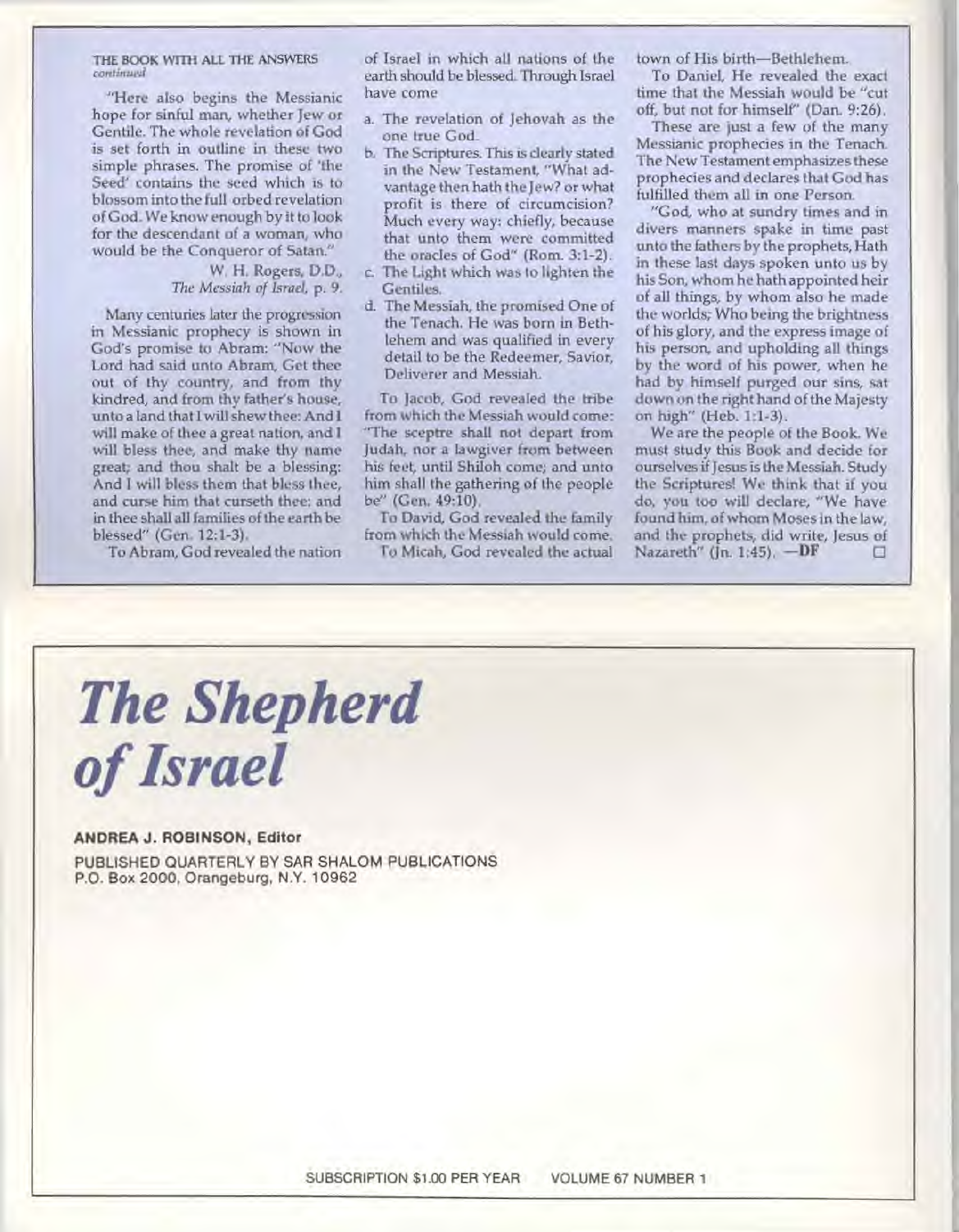THE BOOK WITH ALL THE ANSWERS
*continued*

"Here also begins the Messianic hope for sinful man, whether Jew or Gentile. The whole revelation of God is set forth in outline in these two simple phrases. The promise of 'the Seed' contains the seed which is to blossom into the full orbed revelation of God. We know enough by it to look for the descendant of a woman, who would be the Conqueror of Satan."

W. H. Rogers, D.D.,
*The Messiah of Israel*, p. 9.

Many centuries later the progression in Messianic prophecy is shown in God's promise to Abram: "Now the Lord had said unto Abram, Get thee out of thy country, and from thy kindred, and from thy father's house, unto a land that I will shew thee: And I will make of thee a great nation, and I will bless thee, and make thy name great; and thou shalt be a blessing: And I will bless them that bless thee, and curse him that curseth thee: and in thee shall all families of the earth be blessed" (Gen. 12:1-3).

To Abram, God revealed the nation of Israel in which all nations of the earth should be blessed. Through Israel have come

a. The revelation of Jehovah as the one true God.
b. The Scriptures. This is clearly stated in the New Testament, "What advantage then hath the Jew? or what profit is there of circumcision? Much every way: chiefly, because that unto them were committed the oracles of God" (Rom. 3:1-2).
c. The Light which was to lighten the Gentiles.
d. The Messiah, the promised One of the Tenach. He was born in Bethlehem and was qualified in every detail to be the Redeemer, Savior, Deliverer and Messiah.

To Jacob, God revealed the tribe from which the Messiah would come: "The sceptre shall not depart from Judah, nor a lawgiver from between his feet, until Shiloh come; and unto him shall the gathering of the people be" (Gen. 49:10).

To David, God revealed the family from which the Messiah would come.

To Micah, God revealed the actual town of His birth—Bethlehem.

To Daniel, He revealed the exact time that the Messiah would be "cut off, but not for himself" (Dan. 9:26).

These are just a few of the many Messianic prophecies in the Tenach. The New Testament emphasizes these prophecies and declares that God has fulfilled them all in one Person.

"God, who at sundry times and in divers manners spake in time past unto the fathers by the prophets, Hath in these last days spoken unto us by his Son, whom he hath appointed heir of all things, by whom also he made the worlds; Who being the brightness of his glory, and the express image of his person, and upholding all things by the word of his power, when he had by himself purged our sins, sat down on the right hand of the Majesty on high" (Heb. 1:1-3).

We are the people of the Book. We must study this Book and decide for ourselves if Jesus is the Messiah. Study the Scriptures! We think that if you do, you too will declare, "We have found him, of whom Moses in the law, and the prophets, did write, Jesus of Nazareth" (Jn. 1:45). —**DF** □

# *The Shepherd of Israel*

**ANDREA J. ROBINSON, Editor**

PUBLISHED QUARTERLY BY SAR SHALOM PUBLICATIONS
P.O. Box 2000, Orangeburg, N.Y. 10962

SUBSCRIPTION $1.00 PER YEAR VOLUME 67 NUMBER 1